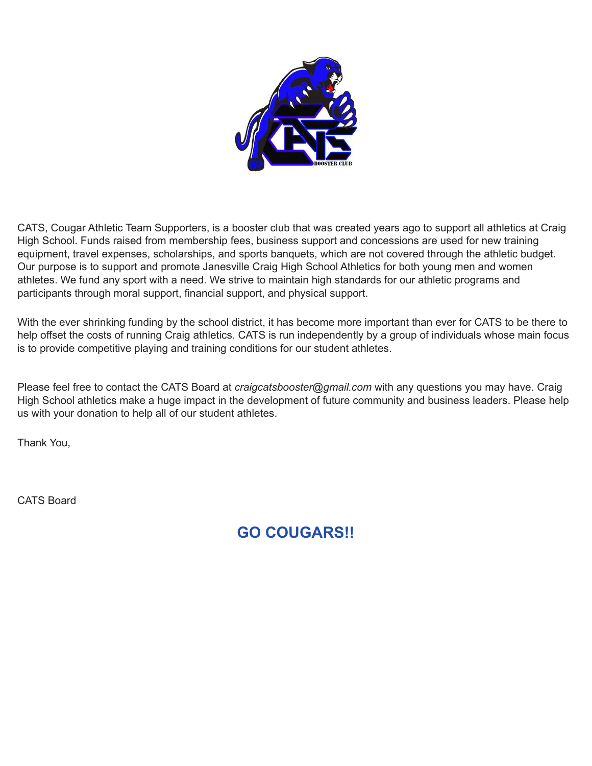CATS, Cougar Athletic Team Supporters, is a booster club that was created years ago to support all athletics at Craig High School. Funds raised from membership fees, business support and concessions are used for new training equipment, travel expenses, scholarships, and sports banquets, which are not covered through the athletic budget. Our purpose is to support and promote Janesville Craig High School Athletics for both young men and women athletes. We fund any sport with a need. We strive to maintain high standards for our athletic programs and participants through moral support, financial support, and physical support.

With the ever shrinking funding by the school district, it has become more important than ever for CATS to be there to help offset the costs of running Craig athletics. CATS is run independently by a group of individuals whose main focus is to provide competitive playing and training conditions for our student athletes.

Please feel free to contact the CATS Board at *craigcatsbooster@gmail.com* with any questions you may have. Craig High School athletics make a huge impact in the development of future community and business leaders. Please help us with your donation to help all of our student athletes.

Thank You,

CATS Board

**GO COUGARS!!**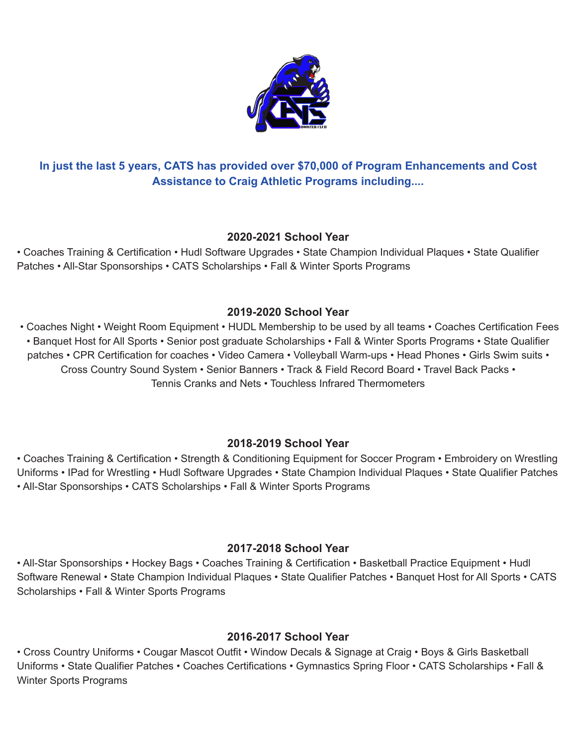**In just the last 5 years, CATS has provided over $70,000 of Program Enhancements and Cost Assistance to Craig Athletic Programs including....**

### 2020-2021 School Year

• Coaches Training & Certification • Hudl Software Upgrades • State Champion Individual Plaques • State Qualifier Patches • All-Star Sponsorships • CATS Scholarships • Fall & Winter Sports Programs

### 2019-2020 School Year

• Coaches Night • Weight Room Equipment • HUDL Membership to be used by all teams • Coaches Certification Fees • Banquet Host for All Sports • Senior post graduate Scholarships • Fall & Winter Sports Programs • State Qualifier patches • CPR Certification for coaches • Video Camera • Volleyball Warm-ups • Head Phones • Girls Swim suits • Cross Country Sound System • Senior Banners • Track & Field Record Board • Travel Back Packs • Tennis Cranks and Nets • Touchless Infrared Thermometers

### 2018-2019 School Year

• Coaches Training & Certification • Strength & Conditioning Equipment for Soccer Program • Embroidery on Wrestling Uniforms • IPad for Wrestling • Hudl Software Upgrades • State Champion Individual Plaques • State Qualifier Patches • All-Star Sponsorships • CATS Scholarships • Fall & Winter Sports Programs

### 2017-2018 School Year

• All-Star Sponsorships • Hockey Bags • Coaches Training & Certification • Basketball Practice Equipment • Hudl Software Renewal • State Champion Individual Plaques • State Qualifier Patches • Banquet Host for All Sports • CATS Scholarships • Fall & Winter Sports Programs

### 2016-2017 School Year

• Cross Country Uniforms • Cougar Mascot Outfit • Window Decals & Signage at Craig • Boys & Girls Basketball Uniforms • State Qualifier Patches • Coaches Certifications • Gymnastics Spring Floor • CATS Scholarships • Fall & Winter Sports Programs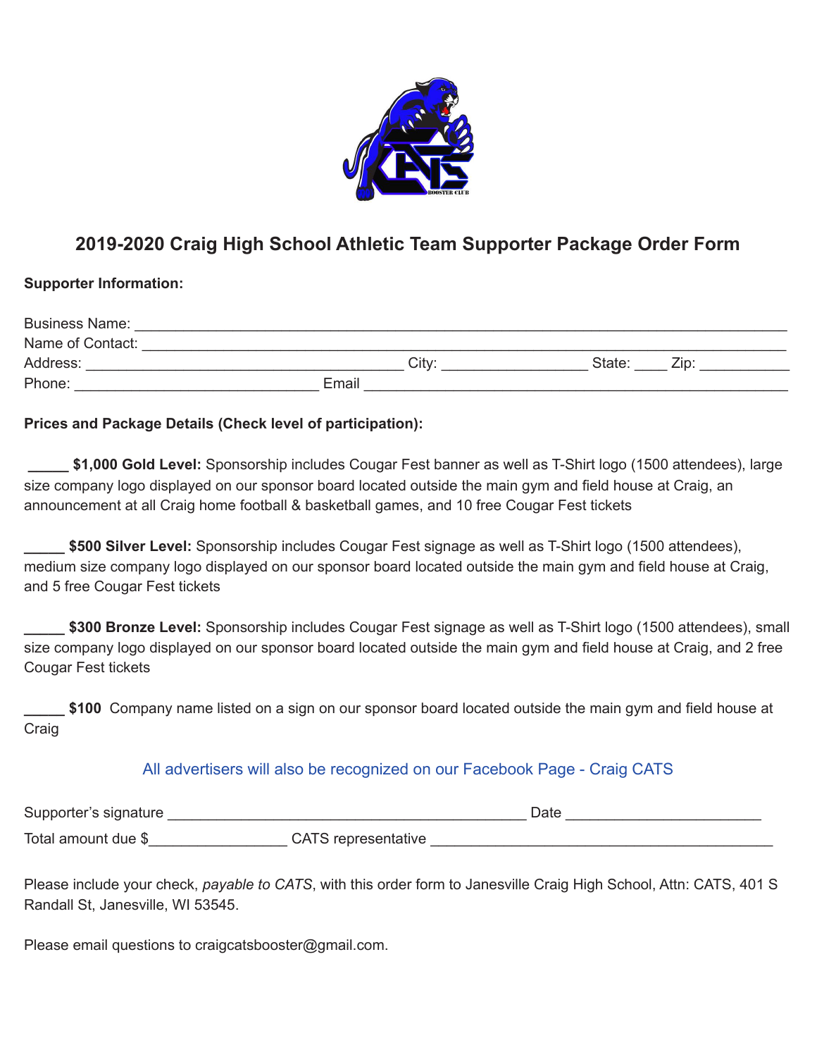# 2019-2020 Craig High School Athletic Team Supporter Package Order Form

**Supporter Information:**

Business Name: ____________________________________________________________________________

Name of Contact: ___________________________________________________________________________

Address: ________________________________________ City: __________________ State: ____ Zip: ___________

Phone: ______________________________ Email ____________________________________________________

**Prices and Package Details (Check level of participation):**

_____ **$1,000 Gold Level:** Sponsorship includes Cougar Fest banner as well as T-Shirt logo (1500 attendees), large size company logo displayed on our sponsor board located outside the main gym and field house at Craig, an announcement at all Craig home football & basketball games, and 10 free Cougar Fest tickets

_____ **$500 Silver Level:** Sponsorship includes Cougar Fest signage as well as T-Shirt logo (1500 attendees), medium size company logo displayed on our sponsor board located outside the main gym and field house at Craig, and 5 free Cougar Fest tickets

_____ **$300 Bronze Level:** Sponsorship includes Cougar Fest signage as well as T-Shirt logo (1500 attendees), small size company logo displayed on our sponsor board located outside the main gym and field house at Craig, and 2 free Cougar Fest tickets

_____ **$100** Company name listed on a sign on our sponsor board located outside the main gym and field house at Craig

All advertisers will also be recognized on our Facebook Page - Craig CATS

Supporter's signature ____________________________________________ Date ________________________

Total amount due $_________________ CATS representative ___________________________________________

Please include your check, *payable to CATS*, with this order form to Janesville Craig High School, Attn: CATS, 401 S Randall St, Janesville, WI 53545.

Please email questions to craigcatsbooster@gmail.com.